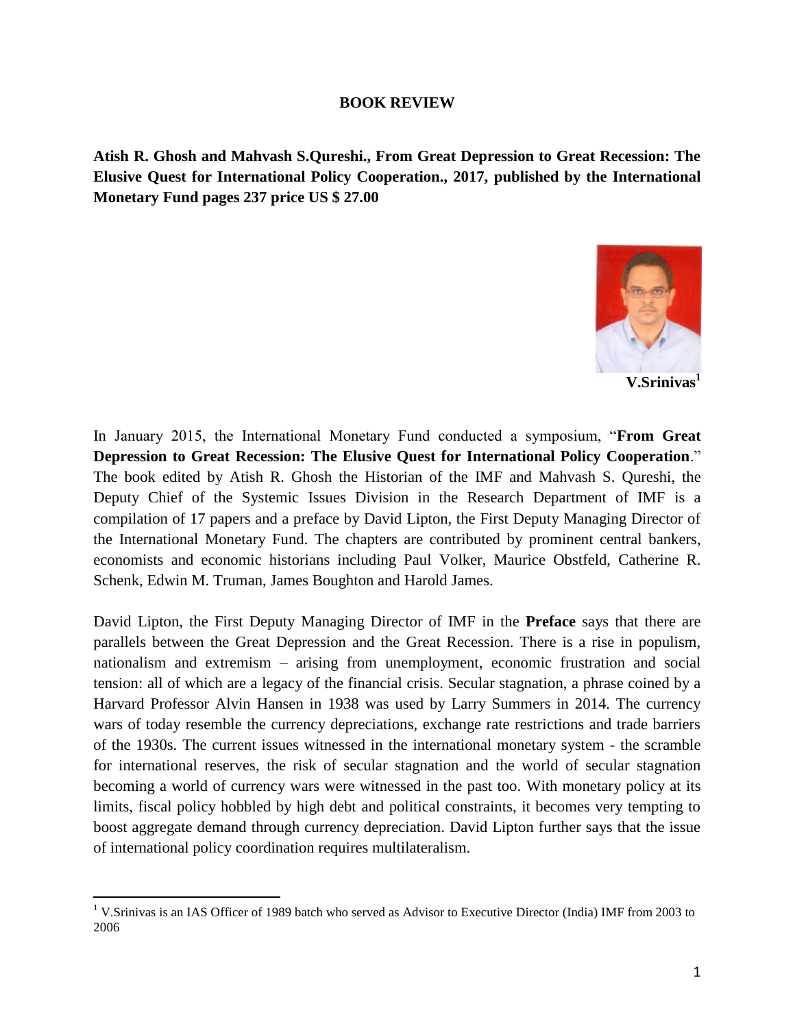# BOOK REVIEW

**Atish R. Ghosh and Mahvash S.Qureshi., From Great Depression to Great Recession: The Elusive Quest for International Policy Cooperation., 2017, published by the International Monetary Fund pages 237 price US $ 27.00**

**V.Srinivas**[1]

In January 2015, the International Monetary Fund conducted a symposium, "**From Great Depression to Great Recession: The Elusive Quest for International Policy Cooperation**." The book edited by Atish R. Ghosh the Historian of the IMF and Mahvash S. Qureshi, the Deputy Chief of the Systemic Issues Division in the Research Department of IMF is a compilation of 17 papers and a preface by David Lipton, the First Deputy Managing Director of the International Monetary Fund. The chapters are contributed by prominent central bankers, economists and economic historians including Paul Volker, Maurice Obstfeld, Catherine R. Schenk, Edwin M. Truman, James Boughton and Harold James.

David Lipton, the First Deputy Managing Director of IMF in the **Preface** says that there are parallels between the Great Depression and the Great Recession. There is a rise in populism, nationalism and extremism – arising from unemployment, economic frustration and social tension: all of which are a legacy of the financial crisis. Secular stagnation, a phrase coined by a Harvard Professor Alvin Hansen in 1938 was used by Larry Summers in 2014. The currency wars of today resemble the currency depreciations, exchange rate restrictions and trade barriers of the 1930s. The current issues witnessed in the international monetary system - the scramble for international reserves, the risk of secular stagnation and the world of secular stagnation becoming a world of currency wars were witnessed in the past too. With monetary policy at its limits, fiscal policy hobbled by high debt and political constraints, it becomes very tempting to boost aggregate demand through currency depreciation. David Lipton further says that the issue of international policy coordination requires multilateralism.

---

[1] V.Srinivas is an IAS Officer of 1989 batch who served as Advisor to Executive Director (India) IMF from 2003 to 2006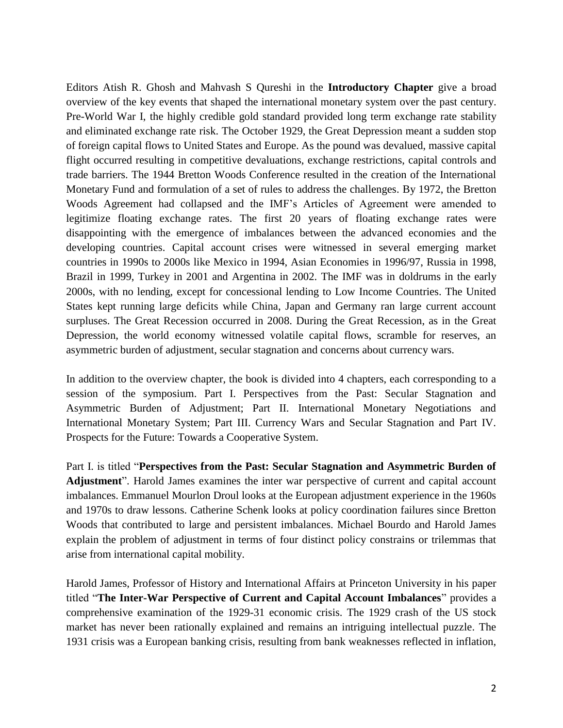Editors Atish R. Ghosh and Mahvash S Qureshi in the **Introductory Chapter** give a broad overview of the key events that shaped the international monetary system over the past century. Pre-World War I, the highly credible gold standard provided long term exchange rate stability and eliminated exchange rate risk. The October 1929, the Great Depression meant a sudden stop of foreign capital flows to United States and Europe. As the pound was devalued, massive capital flight occurred resulting in competitive devaluations, exchange restrictions, capital controls and trade barriers. The 1944 Bretton Woods Conference resulted in the creation of the International Monetary Fund and formulation of a set of rules to address the challenges. By 1972, the Bretton Woods Agreement had collapsed and the IMF's Articles of Agreement were amended to legitimize floating exchange rates. The first 20 years of floating exchange rates were disappointing with the emergence of imbalances between the advanced economies and the developing countries. Capital account crises were witnessed in several emerging market countries in 1990s to 2000s like Mexico in 1994, Asian Economies in 1996/97, Russia in 1998, Brazil in 1999, Turkey in 2001 and Argentina in 2002. The IMF was in doldrums in the early 2000s, with no lending, except for concessional lending to Low Income Countries. The United States kept running large deficits while China, Japan and Germany ran large current account surpluses. The Great Recession occurred in 2008. During the Great Recession, as in the Great Depression, the world economy witnessed volatile capital flows, scramble for reserves, an asymmetric burden of adjustment, secular stagnation and concerns about currency wars.

In addition to the overview chapter, the book is divided into 4 chapters, each corresponding to a session of the symposium. Part I. Perspectives from the Past: Secular Stagnation and Asymmetric Burden of Adjustment; Part II. International Monetary Negotiations and International Monetary System; Part III. Currency Wars and Secular Stagnation and Part IV. Prospects for the Future: Towards a Cooperative System.

Part I. is titled "**Perspectives from the Past: Secular Stagnation and Asymmetric Burden of Adjustment**". Harold James examines the inter war perspective of current and capital account imbalances. Emmanuel Mourlon Droul looks at the European adjustment experience in the 1960s and 1970s to draw lessons. Catherine Schenk looks at policy coordination failures since Bretton Woods that contributed to large and persistent imbalances. Michael Bourdo and Harold James explain the problem of adjustment in terms of four distinct policy constrains or trilemmas that arise from international capital mobility.

Harold James, Professor of History and International Affairs at Princeton University in his paper titled "**The Inter-War Perspective of Current and Capital Account Imbalances**" provides a comprehensive examination of the 1929-31 economic crisis. The 1929 crash of the US stock market has never been rationally explained and remains an intriguing intellectual puzzle. The 1931 crisis was a European banking crisis, resulting from bank weaknesses reflected in inflation,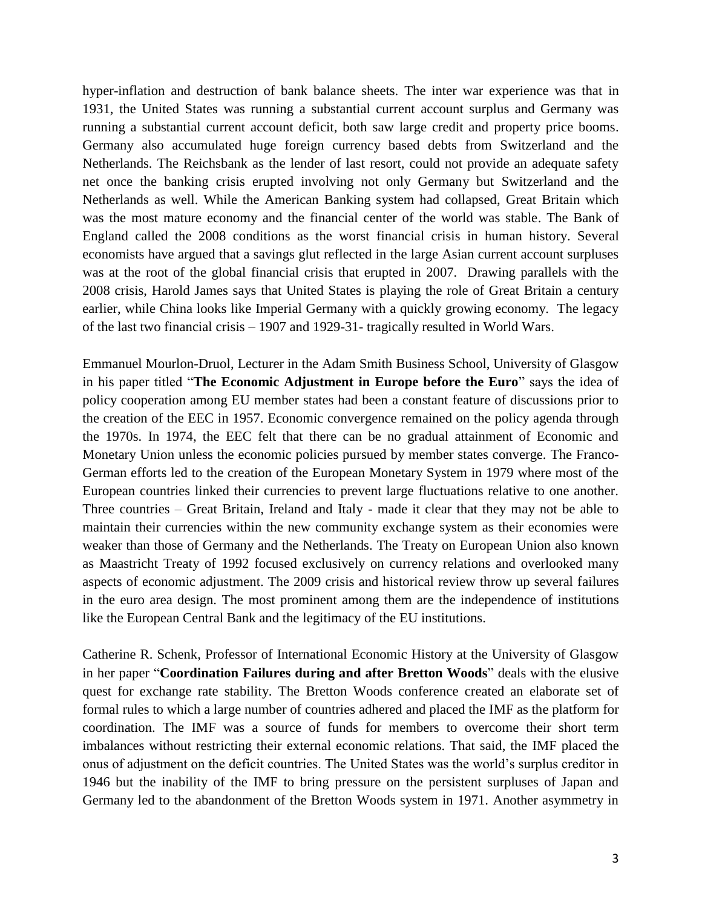hyper-inflation and destruction of bank balance sheets. The inter war experience was that in 1931, the United States was running a substantial current account surplus and Germany was running a substantial current account deficit, both saw large credit and property price booms. Germany also accumulated huge foreign currency based debts from Switzerland and the Netherlands. The Reichsbank as the lender of last resort, could not provide an adequate safety net once the banking crisis erupted involving not only Germany but Switzerland and the Netherlands as well. While the American Banking system had collapsed, Great Britain which was the most mature economy and the financial center of the world was stable. The Bank of England called the 2008 conditions as the worst financial crisis in human history. Several economists have argued that a savings glut reflected in the large Asian current account surpluses was at the root of the global financial crisis that erupted in 2007. Drawing parallels with the 2008 crisis, Harold James says that United States is playing the role of Great Britain a century earlier, while China looks like Imperial Germany with a quickly growing economy. The legacy of the last two financial crisis – 1907 and 1929-31- tragically resulted in World Wars.

Emmanuel Mourlon-Druol, Lecturer in the Adam Smith Business School, University of Glasgow in his paper titled "**The Economic Adjustment in Europe before the Euro**" says the idea of policy cooperation among EU member states had been a constant feature of discussions prior to the creation of the EEC in 1957. Economic convergence remained on the policy agenda through the 1970s. In 1974, the EEC felt that there can be no gradual attainment of Economic and Monetary Union unless the economic policies pursued by member states converge. The Franco-German efforts led to the creation of the European Monetary System in 1979 where most of the European countries linked their currencies to prevent large fluctuations relative to one another. Three countries – Great Britain, Ireland and Italy - made it clear that they may not be able to maintain their currencies within the new community exchange system as their economies were weaker than those of Germany and the Netherlands. The Treaty on European Union also known as Maastricht Treaty of 1992 focused exclusively on currency relations and overlooked many aspects of economic adjustment. The 2009 crisis and historical review throw up several failures in the euro area design. The most prominent among them are the independence of institutions like the European Central Bank and the legitimacy of the EU institutions.

Catherine R. Schenk, Professor of International Economic History at the University of Glasgow in her paper "**Coordination Failures during and after Bretton Woods**" deals with the elusive quest for exchange rate stability. The Bretton Woods conference created an elaborate set of formal rules to which a large number of countries adhered and placed the IMF as the platform for coordination. The IMF was a source of funds for members to overcome their short term imbalances without restricting their external economic relations. That said, the IMF placed the onus of adjustment on the deficit countries. The United States was the world's surplus creditor in 1946 but the inability of the IMF to bring pressure on the persistent surpluses of Japan and Germany led to the abandonment of the Bretton Woods system in 1971. Another asymmetry in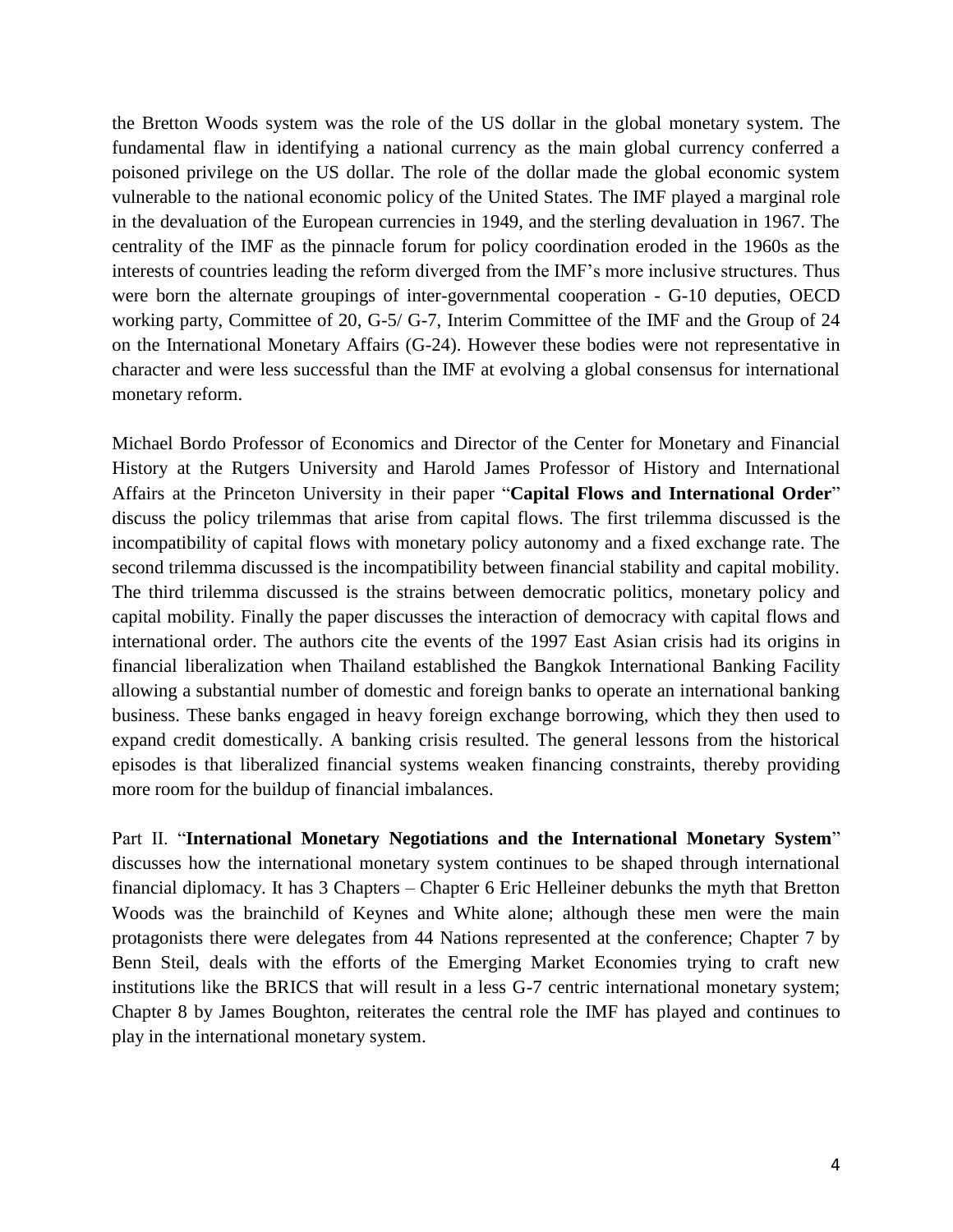the Bretton Woods system was the role of the US dollar in the global monetary system. The fundamental flaw in identifying a national currency as the main global currency conferred a poisoned privilege on the US dollar. The role of the dollar made the global economic system vulnerable to the national economic policy of the United States. The IMF played a marginal role in the devaluation of the European currencies in 1949, and the sterling devaluation in 1967. The centrality of the IMF as the pinnacle forum for policy coordination eroded in the 1960s as the interests of countries leading the reform diverged from the IMF's more inclusive structures. Thus were born the alternate groupings of inter-governmental cooperation - G-10 deputies, OECD working party, Committee of 20, G-5/ G-7, Interim Committee of the IMF and the Group of 24 on the International Monetary Affairs (G-24). However these bodies were not representative in character and were less successful than the IMF at evolving a global consensus for international monetary reform.

Michael Bordo Professor of Economics and Director of the Center for Monetary and Financial History at the Rutgers University and Harold James Professor of History and International Affairs at the Princeton University in their paper "**Capital Flows and International Order**" discuss the policy trilemmas that arise from capital flows. The first trilemma discussed is the incompatibility of capital flows with monetary policy autonomy and a fixed exchange rate. The second trilemma discussed is the incompatibility between financial stability and capital mobility. The third trilemma discussed is the strains between democratic politics, monetary policy and capital mobility. Finally the paper discusses the interaction of democracy with capital flows and international order. The authors cite the events of the 1997 East Asian crisis had its origins in financial liberalization when Thailand established the Bangkok International Banking Facility allowing a substantial number of domestic and foreign banks to operate an international banking business. These banks engaged in heavy foreign exchange borrowing, which they then used to expand credit domestically. A banking crisis resulted. The general lessons from the historical episodes is that liberalized financial systems weaken financing constraints, thereby providing more room for the buildup of financial imbalances.

Part II. "**International Monetary Negotiations and the International Monetary System**" discusses how the international monetary system continues to be shaped through international financial diplomacy. It has 3 Chapters – Chapter 6 Eric Helleiner debunks the myth that Bretton Woods was the brainchild of Keynes and White alone; although these men were the main protagonists there were delegates from 44 Nations represented at the conference; Chapter 7 by Benn Steil, deals with the efforts of the Emerging Market Economies trying to craft new institutions like the BRICS that will result in a less G-7 centric international monetary system; Chapter 8 by James Boughton, reiterates the central role the IMF has played and continues to play in the international monetary system.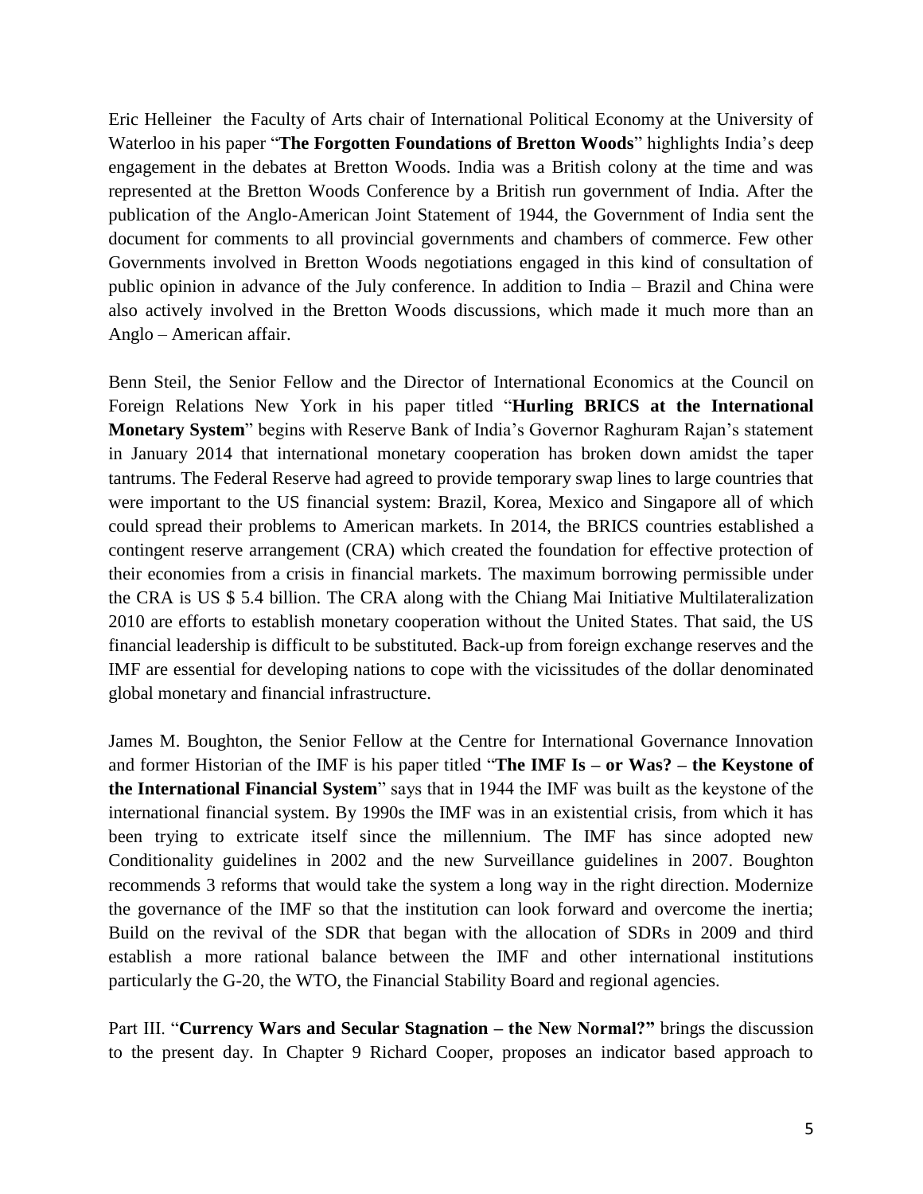Eric Helleiner  the Faculty of Arts chair of International Political Economy at the University of Waterloo in his paper "**The Forgotten Foundations of Bretton Woods**" highlights India's deep engagement in the debates at Bretton Woods. India was a British colony at the time and was represented at the Bretton Woods Conference by a British run government of India. After the publication of the Anglo-American Joint Statement of 1944, the Government of India sent the document for comments to all provincial governments and chambers of commerce. Few other Governments involved in Bretton Woods negotiations engaged in this kind of consultation of public opinion in advance of the July conference. In addition to India – Brazil and China were also actively involved in the Bretton Woods discussions, which made it much more than an Anglo – American affair.

Benn Steil, the Senior Fellow and the Director of International Economics at the Council on Foreign Relations New York in his paper titled "**Hurling BRICS at the International Monetary System**" begins with Reserve Bank of India's Governor Raghuram Rajan's statement in January 2014 that international monetary cooperation has broken down amidst the taper tantrums. The Federal Reserve had agreed to provide temporary swap lines to large countries that were important to the US financial system: Brazil, Korea, Mexico and Singapore all of which could spread their problems to American markets. In 2014, the BRICS countries established a contingent reserve arrangement (CRA) which created the foundation for effective protection of their economies from a crisis in financial markets. The maximum borrowing permissible under the CRA is US $ 5.4 billion. The CRA along with the Chiang Mai Initiative Multilateralization 2010 are efforts to establish monetary cooperation without the United States. That said, the US financial leadership is difficult to be substituted. Back-up from foreign exchange reserves and the IMF are essential for developing nations to cope with the vicissitudes of the dollar denominated global monetary and financial infrastructure.

James M. Boughton, the Senior Fellow at the Centre for International Governance Innovation and former Historian of the IMF is his paper titled "**The IMF Is – or Was? – the Keystone of the International Financial System**" says that in 1944 the IMF was built as the keystone of the international financial system. By 1990s the IMF was in an existential crisis, from which it has been trying to extricate itself since the millennium. The IMF has since adopted new Conditionality guidelines in 2002 and the new Surveillance guidelines in 2007. Boughton recommends 3 reforms that would take the system a long way in the right direction. Modernize the governance of the IMF so that the institution can look forward and overcome the inertia; Build on the revival of the SDR that began with the allocation of SDRs in 2009 and third establish a more rational balance between the IMF and other international institutions particularly the G-20, the WTO, the Financial Stability Board and regional agencies.

Part III. "**Currency Wars and Secular Stagnation – the New Normal?**" brings the discussion to the present day. In Chapter 9 Richard Cooper, proposes an indicator based approach to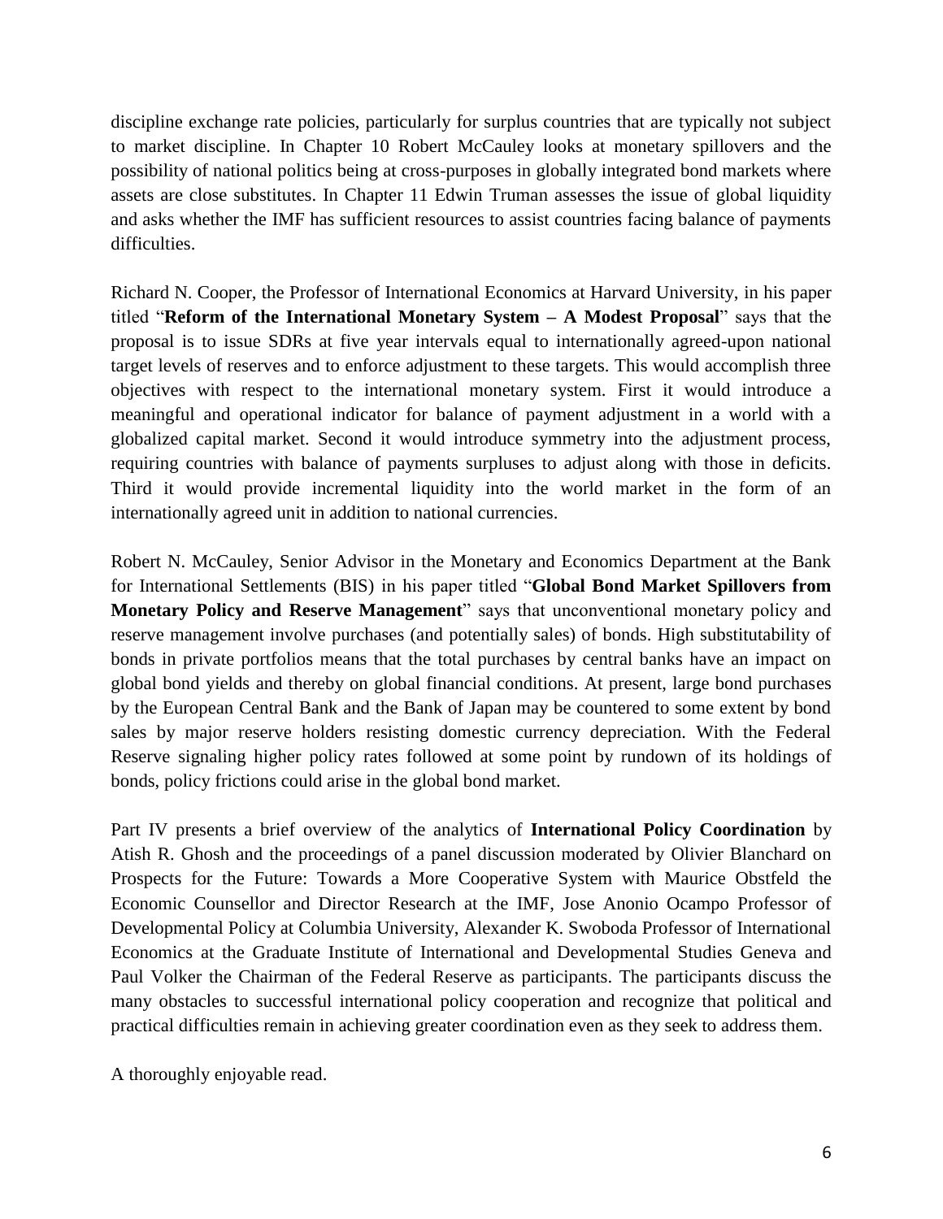discipline exchange rate policies, particularly for surplus countries that are typically not subject to market discipline. In Chapter 10 Robert McCauley looks at monetary spillovers and the possibility of national politics being at cross-purposes in globally integrated bond markets where assets are close substitutes. In Chapter 11 Edwin Truman assesses the issue of global liquidity and asks whether the IMF has sufficient resources to assist countries facing balance of payments difficulties.

Richard N. Cooper, the Professor of International Economics at Harvard University, in his paper titled "**Reform of the International Monetary System – A Modest Proposal**" says that the proposal is to issue SDRs at five year intervals equal to internationally agreed-upon national target levels of reserves and to enforce adjustment to these targets. This would accomplish three objectives with respect to the international monetary system. First it would introduce a meaningful and operational indicator for balance of payment adjustment in a world with a globalized capital market. Second it would introduce symmetry into the adjustment process, requiring countries with balance of payments surpluses to adjust along with those in deficits. Third it would provide incremental liquidity into the world market in the form of an internationally agreed unit in addition to national currencies.

Robert N. McCauley, Senior Advisor in the Monetary and Economics Department at the Bank for International Settlements (BIS) in his paper titled "**Global Bond Market Spillovers from Monetary Policy and Reserve Management**" says that unconventional monetary policy and reserve management involve purchases (and potentially sales) of bonds. High substitutability of bonds in private portfolios means that the total purchases by central banks have an impact on global bond yields and thereby on global financial conditions. At present, large bond purchases by the European Central Bank and the Bank of Japan may be countered to some extent by bond sales by major reserve holders resisting domestic currency depreciation. With the Federal Reserve signaling higher policy rates followed at some point by rundown of its holdings of bonds, policy frictions could arise in the global bond market.

Part IV presents a brief overview of the analytics of **International Policy Coordination** by Atish R. Ghosh and the proceedings of a panel discussion moderated by Olivier Blanchard on Prospects for the Future: Towards a More Cooperative System with Maurice Obstfeld the Economic Counsellor and Director Research at the IMF, Jose Anonio Ocampo Professor of Developmental Policy at Columbia University, Alexander K. Swoboda Professor of International Economics at the Graduate Institute of International and Developmental Studies Geneva and Paul Volker the Chairman of the Federal Reserve as participants. The participants discuss the many obstacles to successful international policy cooperation and recognize that political and practical difficulties remain in achieving greater coordination even as they seek to address them.

A thoroughly enjoyable read.